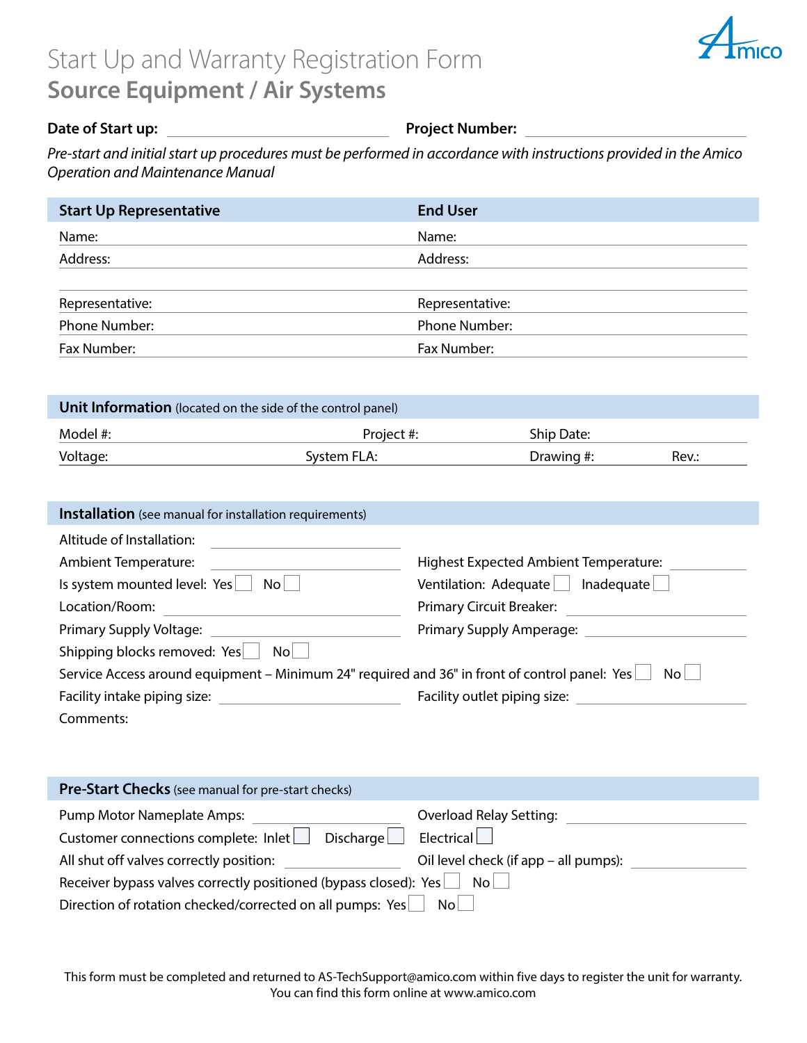# Start Up and Warranty Registration Form

## Source Equipment / Air Systems

**Date of Start up:** ______________________ **Project Number:** ______________________

*Pre-start and initial start up procedures must be performed in accordance with instructions provided in the Amico Operation and Maintenance Manual*

| **Start Up Representative** | **End User** |
|---|---|
| Name: | Name: |
| Address: | Address: |
| | |
| Representative: | Representative: |
| Phone Number: | Phone Number: |
| Fax Number: | Fax Number: |

### Unit Information (located on the side of the control panel)

| | | | |
|---|---|---|---|
| Model #: | Project #: | Ship Date: | |
| Voltage: | System FLA: | Drawing #: | Rev.: |

### Installation (see manual for installation requirements)

Altitude of Installation: ______________________

Ambient Temperature: ______________________ Highest Expected Ambient Temperature: ______________________

Is system mounted level: Yes ☐ No ☐ Ventilation: Adequate ☐ Inadequate ☐

Location/Room: ______________________ Primary Circuit Breaker: ______________________

Primary Supply Voltage: ______________________ Primary Supply Amperage: ______________________

Shipping blocks removed: Yes ☐ No ☐

Service Access around equipment – Minimum 24" required and 36" in front of control panel: Yes ☐ No ☐

Facility intake piping size: ______________________ Facility outlet piping size: ______________________

Comments:

### Pre-Start Checks (see manual for pre-start checks)

Pump Motor Nameplate Amps: ______________________ Overload Relay Setting: ______________________

Customer connections complete: Inlet ☐ Discharge ☐ Electrical ☐

All shut off valves correctly position: ______________________ Oil level check (if app – all pumps): ______________________

Receiver bypass valves correctly positioned (bypass closed): Yes ☐ No ☐

Direction of rotation checked/corrected on all pumps: Yes ☐ No ☐

This form must be completed and returned to AS-TechSupport@amico.com within five days to register the unit for warranty.
You can find this form online at www.amico.com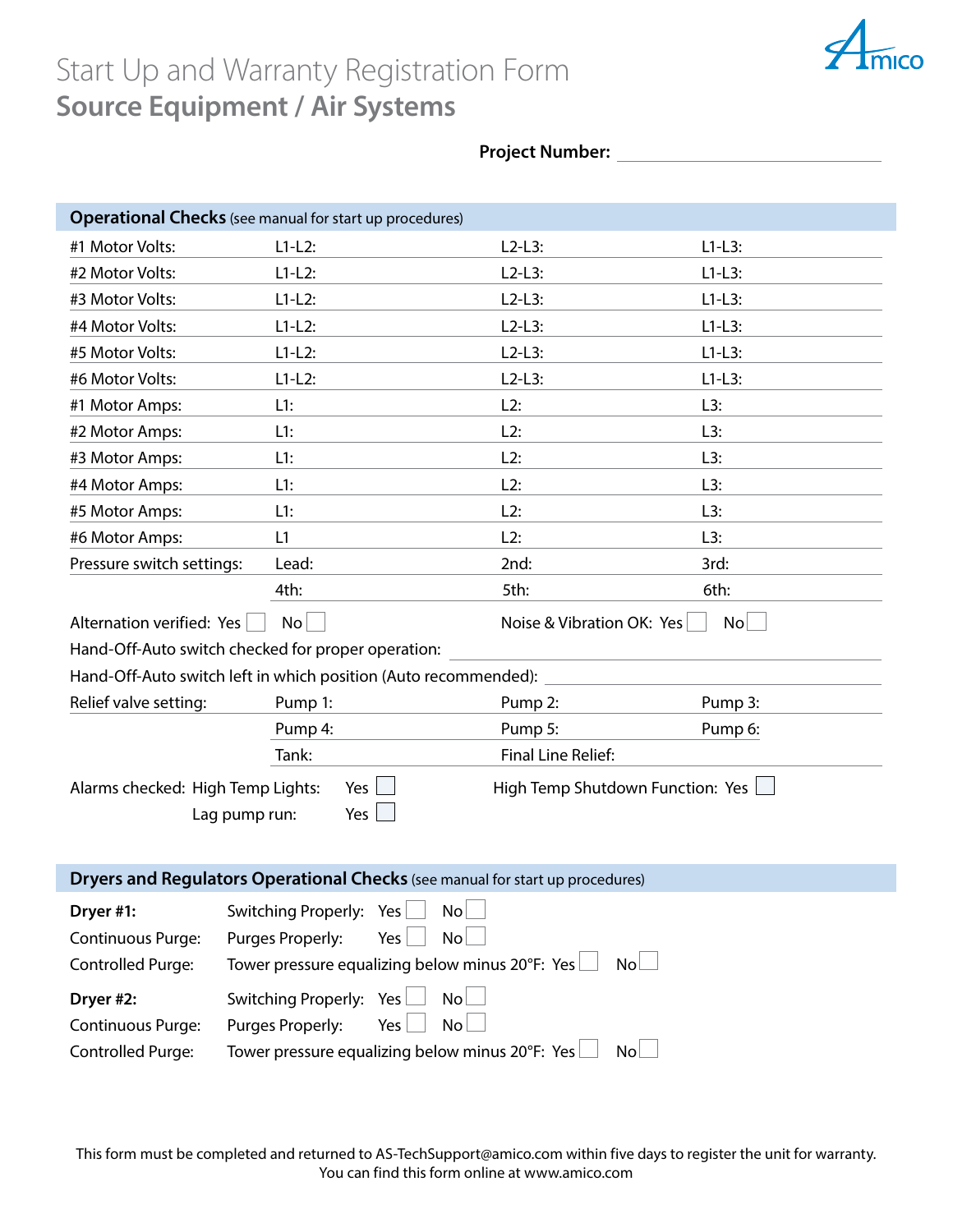# Start Up and Warranty Registration Form

## Source Equipment / Air Systems

**Project Number:** ______________________

### Operational Checks (see manual for start up procedures)

| | | | |
|---|---|---|---|
| #1 Motor Volts: | L1-L2: | L2-L3: | L1-L3: |
| #2 Motor Volts: | L1-L2: | L2-L3: | L1-L3: |
| #3 Motor Volts: | L1-L2: | L2-L3: | L1-L3: |
| #4 Motor Volts: | L1-L2: | L2-L3: | L1-L3: |
| #5 Motor Volts: | L1-L2: | L2-L3: | L1-L3: |
| #6 Motor Volts: | L1-L2: | L2-L3: | L1-L3: |
| #1 Motor Amps: | L1: | L2: | L3: |
| #2 Motor Amps: | L1: | L2: | L3: |
| #3 Motor Amps: | L1: | L2: | L3: |
| #4 Motor Amps: | L1: | L2: | L3: |
| #5 Motor Amps: | L1: | L2: | L3: |
| #6 Motor Amps: | L1 | L2: | L3: |
| Pressure switch settings: | Lead: | 2nd: | 3rd: |
| | 4th: | 5th: | 6th: |

Alternation verified: Yes ☐ No ☐ Noise & Vibration OK: Yes ☐ No ☐

Hand-Off-Auto switch checked for proper operation: ______________________

Hand-Off-Auto switch left in which position (Auto recommended): ______________________

| | | | |
|---|---|---|---|
| Relief valve setting: | Pump 1: | Pump 2: | Pump 3: |
| | Pump 4: | Pump 5: | Pump 6: |
| | Tank: | Final Line Relief: | |

Alarms checked: High Temp Lights: Yes ☐ High Temp Shutdown Function: Yes ☐

Lag pump run: Yes ☐

### Dryers and Regulators Operational Checks (see manual for start up procedures)

**Dryer #1:** Switching Properly: Yes ☐ No ☐

Continuous Purge: Purges Properly: Yes ☐ No ☐

Controlled Purge: Tower pressure equalizing below minus 20°F: Yes ☐ No ☐

**Dryer #2:** Switching Properly: Yes ☐ No ☐

Continuous Purge: Purges Properly: Yes ☐ No ☐

Controlled Purge: Tower pressure equalizing below minus 20°F: Yes ☐ No ☐

This form must be completed and returned to AS-TechSupport@amico.com within five days to register the unit for warranty.
You can find this form online at www.amico.com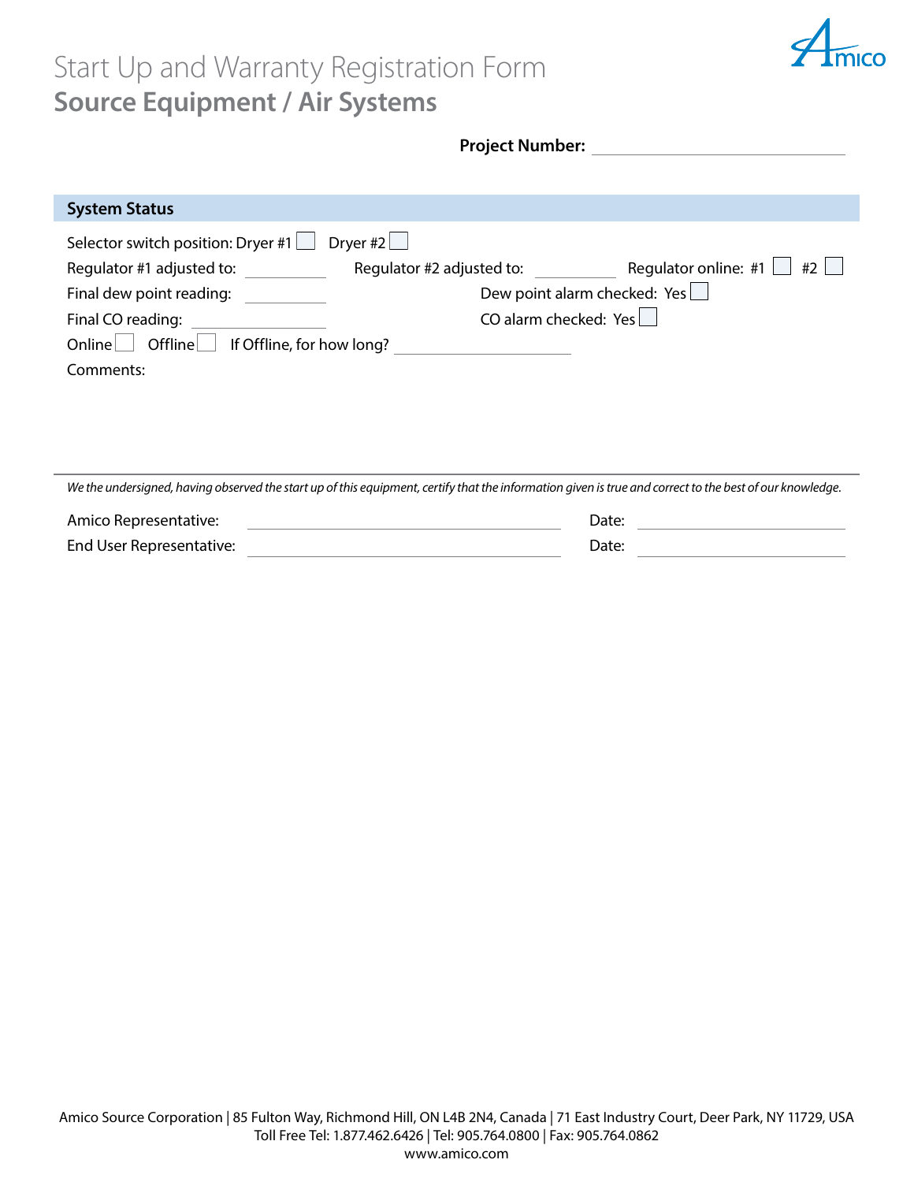# Start Up and Warranty Registration Form

## Source Equipment / Air Systems

**Project Number:** ______________________

### System Status

Selector switch position: Dryer #1 ☐ Dryer #2 ☐

Regulator #1 adjusted to: __________ Regulator #2 adjusted to: __________ Regulator online: #1 ☐ #2 ☐

Final dew point reading: __________ Dew point alarm checked: Yes ☐

Final CO reading: ______________ CO alarm checked: Yes ☐

Online ☐ Offline ☐ If Offline, for how long? ____________________

Comments:

---

*We the undersigned, having observed the start up of this equipment, certify that the information given is true and correct to the best of our knowledge.*

Amico Representative: ________________________________ Date: ____________________

End User Representative: ________________________________ Date: ____________________

Amico Source Corporation | 85 Fulton Way, Richmond Hill, ON L4B 2N4, Canada | 71 East Industry Court, Deer Park, NY 11729, USA
Toll Free Tel: 1.877.462.6426 | Tel: 905.764.0800 | Fax: 905.764.0862
www.amico.com